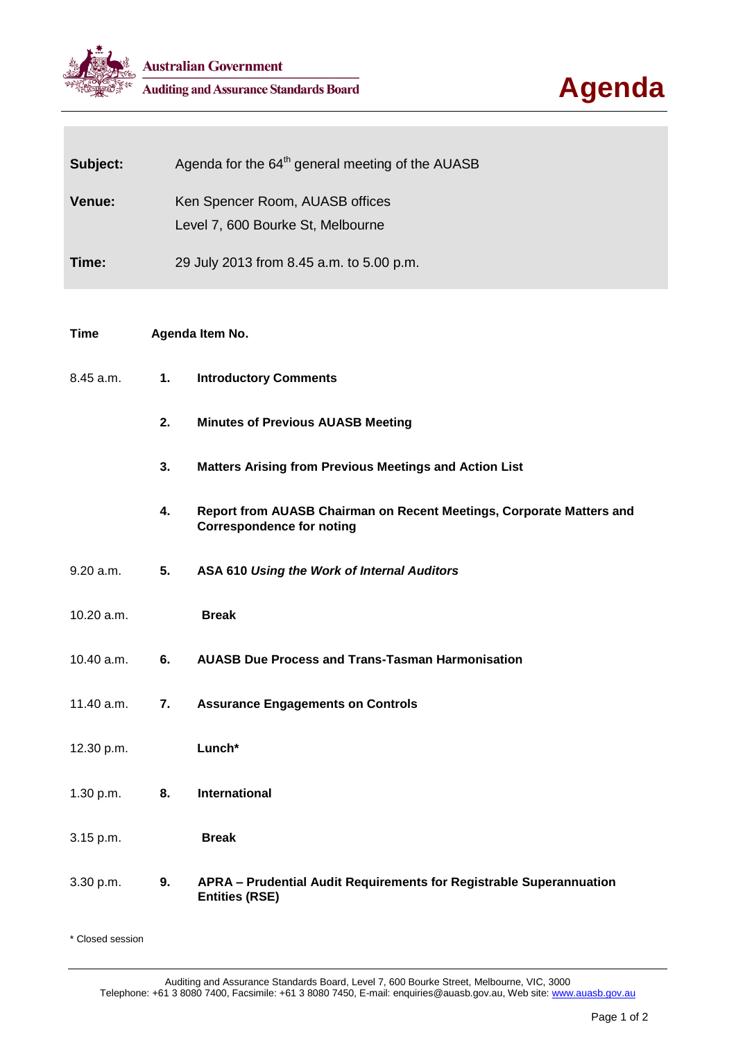**Australian Government**
**Auditing and Assurance Standards Board**

# Agenda

| | |
|---|---|
| **Subject:** | Agenda for the 64th general meeting of the AUASB |
| **Venue:** | Ken Spencer Room, AUASB offices<br>Level 7, 600 Bourke St, Melbourne |
| **Time:** | 29 July 2013 from 8.45 a.m. to 5.00 p.m. |

| **Time** | **Agenda Item No.** | |
|---|---|---|
| 8.45 a.m. | **1.** | **Introductory Comments** |
| | **2.** | **Minutes of Previous AUASB Meeting** |
| | **3.** | **Matters Arising from Previous Meetings and Action List** |
| | **4.** | **Report from AUASB Chairman on Recent Meetings, Corporate Matters and Correspondence for noting** |
| 9.20 a.m. | **5.** | **ASA 610 *Using the Work of Internal Auditors*** |
| 10.20 a.m. | | **Break** |
| 10.40 a.m. | **6.** | **AUASB Due Process and Trans-Tasman Harmonisation** |
| 11.40 a.m. | **7.** | **Assurance Engagements on Controls** |
| 12.30 p.m. | | **Lunch*** |
| 1.30 p.m. | **8.** | **International** |
| 3.15 p.m. | | **Break** |
| 3.30 p.m. | **9.** | **APRA – Prudential Audit Requirements for Registrable Superannuation Entities (RSE)** |

\* Closed session

Auditing and Assurance Standards Board, Level 7, 600 Bourke Street, Melbourne, VIC, 3000
Telephone: +61 3 8080 7400, Facsimile: +61 3 8080 7450, E-mail: enquiries@auasb.gov.au, Web site: www.auasb.gov.au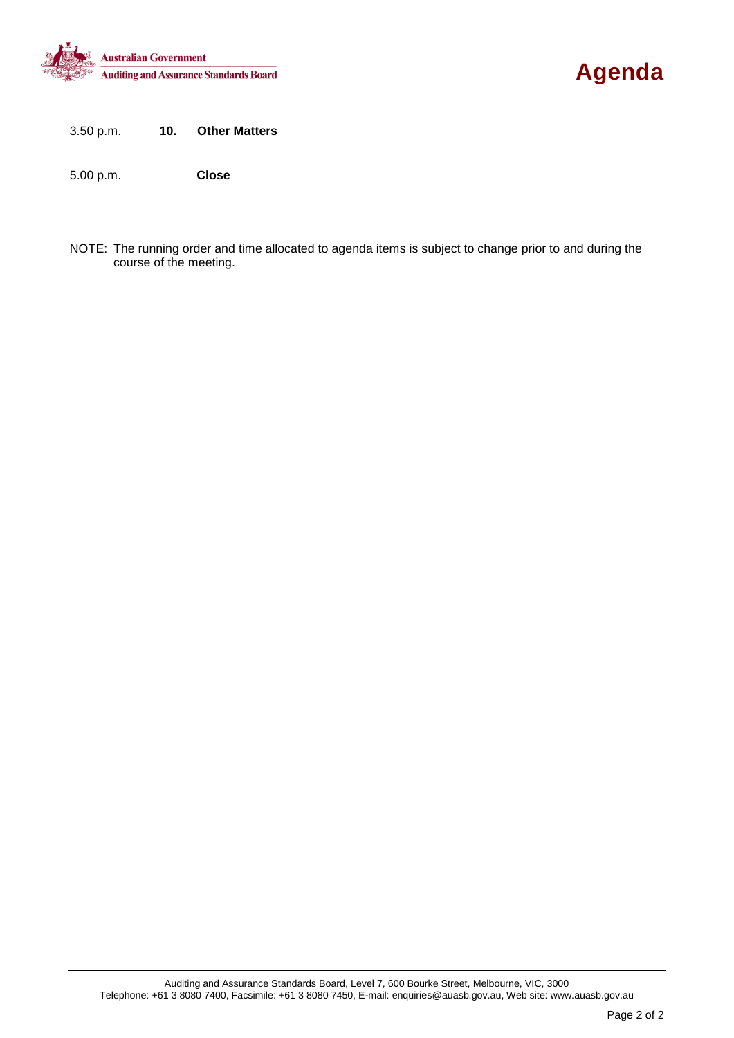| | | |
|---|---|---|
| 3.50 p.m. | **10.** | **Other Matters** |
| 5.00 p.m. | | **Close** |

NOTE: The running order and time allocated to agenda items is subject to change prior to and during the course of the meeting.